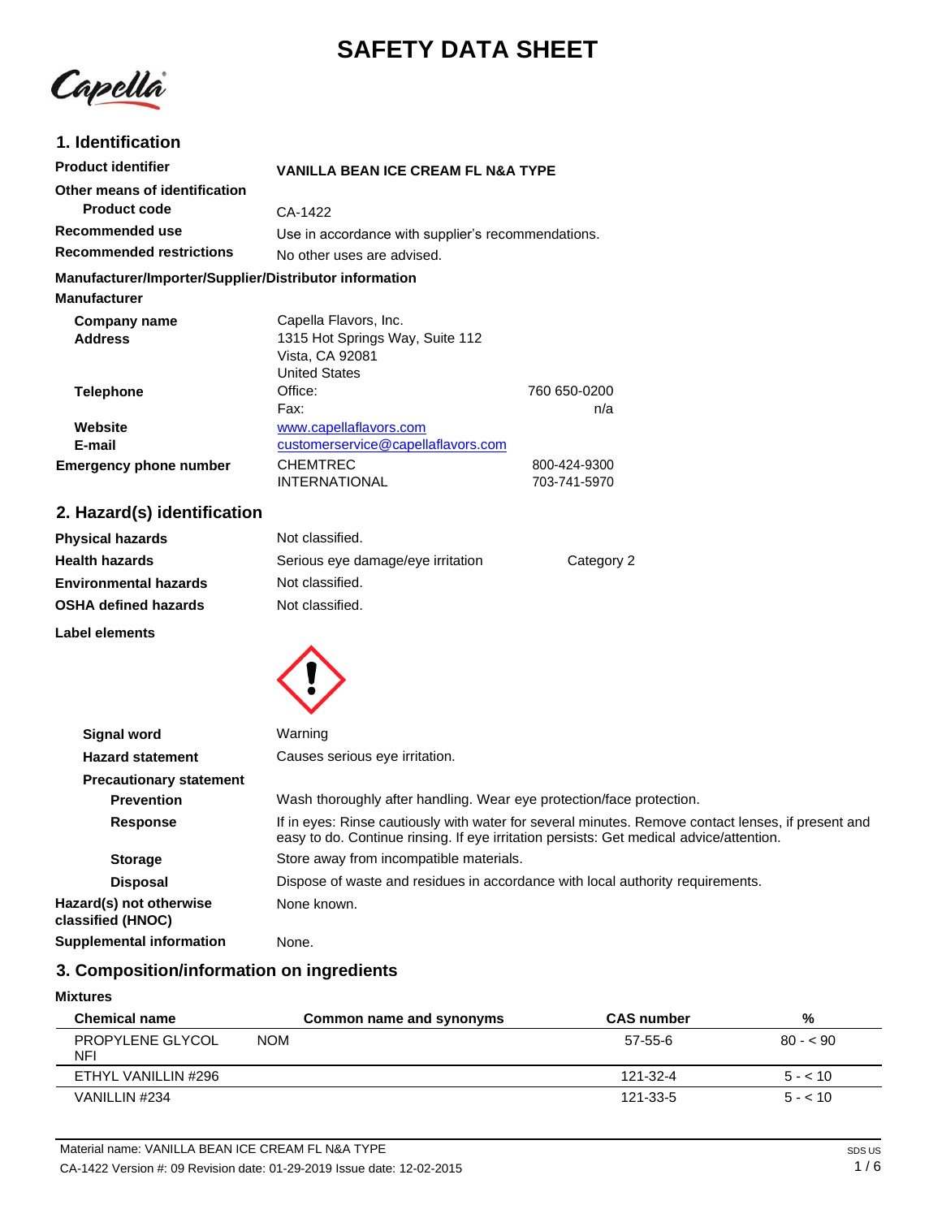# SAFETY DATA SHEET

## 1. Identification

**Product identifier** VANILLA BEAN ICE CREAM FL N&A TYPE

**Other means of identification**

**Product code** CA-1422

**Recommended use** Use in accordance with supplier's recommendations.

**Recommended restrictions** No other uses are advised.

**Manufacturer/Importer/Supplier/Distributor information**

**Manufacturer**

**Company name** Capella Flavors, Inc.

**Address** 1315 Hot Springs Way, Suite 112
Vista, CA 92081
United States

**Telephone** Office: 760 650-0200
Fax: n/a

**Website** www.capellaflavors.com

**E-mail** customerservice@capellaflavors.com

**Emergency phone number** CHEMTREC 800-424-9300
INTERNATIONAL 703-741-5970

## 2. Hazard(s) identification

**Physical hazards** Not classified.

**Health hazards** Serious eye damage/eye irritation Category 2

**Environmental hazards** Not classified.

**OSHA defined hazards** Not classified.

**Label elements**

**Signal word** Warning

**Hazard statement** Causes serious eye irritation.

**Precautionary statement**

**Prevention** Wash thoroughly after handling. Wear eye protection/face protection.

**Response** If in eyes: Rinse cautiously with water for several minutes. Remove contact lenses, if present and easy to do. Continue rinsing. If eye irritation persists: Get medical advice/attention.

**Storage** Store away from incompatible materials.

**Disposal** Dispose of waste and residues in accordance with local authority requirements.

**Hazard(s) not otherwise classified (HNOC)** None known.

**Supplemental information** None.

## 3. Composition/information on ingredients

**Mixtures**

| Chemical name | Common name and synonyms | CAS number | % |
|---|---|---|---|
| PROPYLENE GLYCOL NFI | NOM | 57-55-6 | 80 - < 90 |
| ETHYL VANILLIN #296 | | 121-32-4 | 5 - < 10 |
| VANILLIN #234 | | 121-33-5 | 5 - < 10 |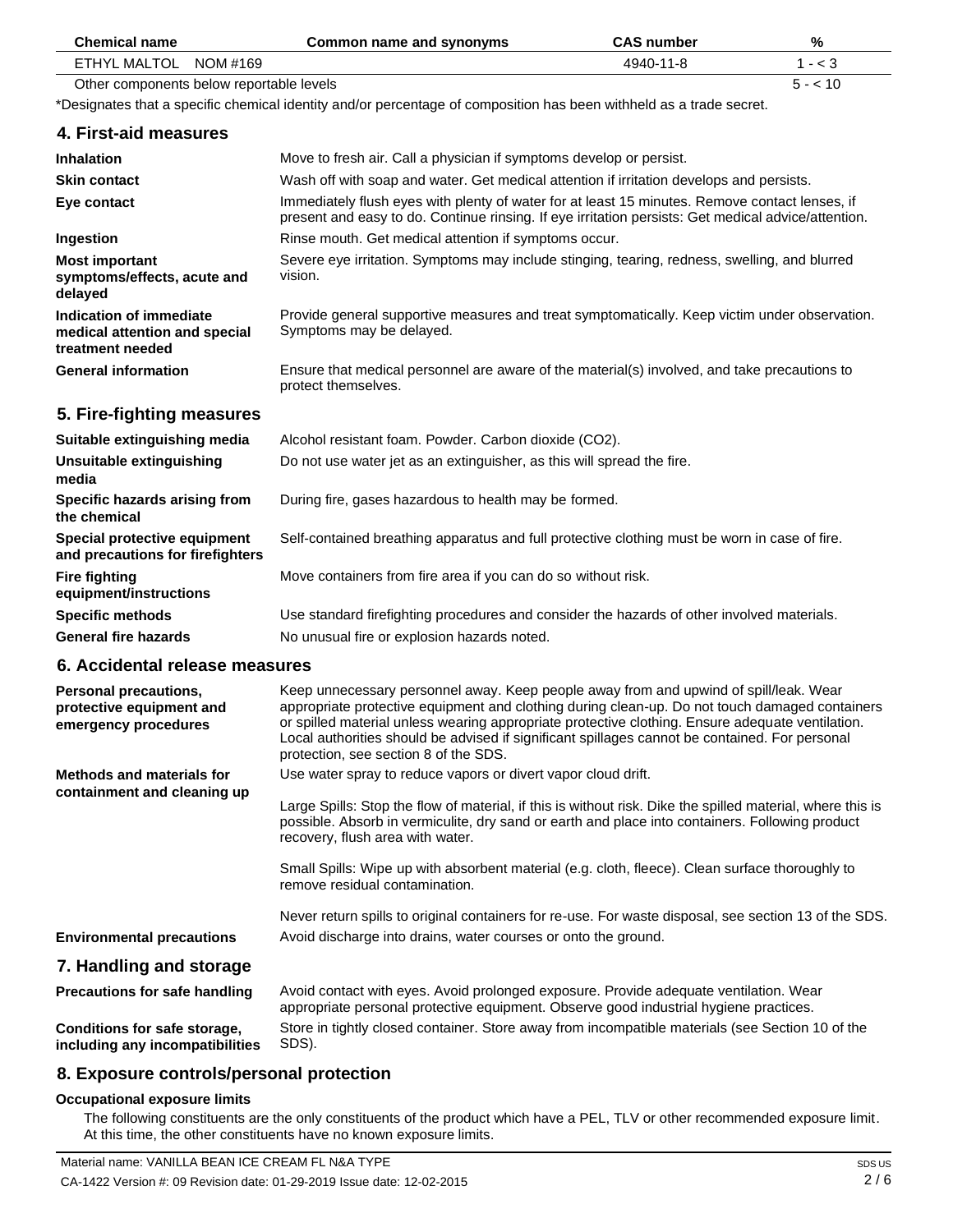| Chemical name | Common name and synonyms | CAS number | % |
| --- | --- | --- | --- |
| ETHYL MALTOL NOM #169 | | 4940-11-8 | 1 - < 3 |
| Other components below reportable levels | | | 5 - < 10 |

*Designates that a specific chemical identity and/or percentage of composition has been withheld as a trade secret.

## 4. First-aid measures

| | |
| --- | --- |
| **Inhalation** | Move to fresh air. Call a physician if symptoms develop or persist. |
| **Skin contact** | Wash off with soap and water. Get medical attention if irritation develops and persists. |
| **Eye contact** | Immediately flush eyes with plenty of water for at least 15 minutes. Remove contact lenses, if present and easy to do. Continue rinsing. If eye irritation persists: Get medical advice/attention. |
| **Ingestion** | Rinse mouth. Get medical attention if symptoms occur. |
| **Most important symptoms/effects, acute and delayed** | Severe eye irritation. Symptoms may include stinging, tearing, redness, swelling, and blurred vision. |
| **Indication of immediate medical attention and special treatment needed** | Provide general supportive measures and treat symptomatically. Keep victim under observation. Symptoms may be delayed. |
| **General information** | Ensure that medical personnel are aware of the material(s) involved, and take precautions to protect themselves. |

## 5. Fire-fighting measures

| | |
| --- | --- |
| **Suitable extinguishing media** | Alcohol resistant foam. Powder. Carbon dioxide ($CO_2$). |
| **Unsuitable extinguishing media** | Do not use water jet as an extinguisher, as this will spread the fire. |
| **Specific hazards arising from the chemical** | During fire, gases hazardous to health may be formed. |
| **Special protective equipment and precautions for firefighters** | Self-contained breathing apparatus and full protective clothing must be worn in case of fire. |
| **Fire fighting equipment/instructions** | Move containers from fire area if you can do so without risk. |
| **Specific methods** | Use standard firefighting procedures and consider the hazards of other involved materials. |
| **General fire hazards** | No unusual fire or explosion hazards noted. |

## 6. Accidental release measures

**Personal precautions, protective equipment and emergency procedures**

Keep unnecessary personnel away. Keep people away from and upwind of spill/leak. Wear appropriate protective equipment and clothing during clean-up. Do not touch damaged containers or spilled material unless wearing appropriate protective clothing. Ensure adequate ventilation. Local authorities should be advised if significant spillages cannot be contained. For personal protection, see section 8 of the SDS.

**Methods and materials for containment and cleaning up**

Use water spray to reduce vapors or divert vapor cloud drift.

Large Spills: Stop the flow of material, if this is without risk. Dike the spilled material, where this is possible. Absorb in vermiculite, dry sand or earth and place into containers. Following product recovery, flush area with water.

Small Spills: Wipe up with absorbent material (e.g. cloth, fleece). Clean surface thoroughly to remove residual contamination.

Never return spills to original containers for re-use. For waste disposal, see section 13 of the SDS.

**Environmental precautions**

Avoid discharge into drains, water courses or onto the ground.

## 7. Handling and storage

| | |
| --- | --- |
| **Precautions for safe handling** | Avoid contact with eyes. Avoid prolonged exposure. Provide adequate ventilation. Wear appropriate personal protective equipment. Observe good industrial hygiene practices. |
| **Conditions for safe storage, including any incompatibilities** | Store in tightly closed container. Store away from incompatible materials (see Section 10 of the SDS). |

## 8. Exposure controls/personal protection

### Occupational exposure limits

The following constituents are the only constituents of the product which have a PEL, TLV or other recommended exposure limit. At this time, the other constituents have no known exposure limits.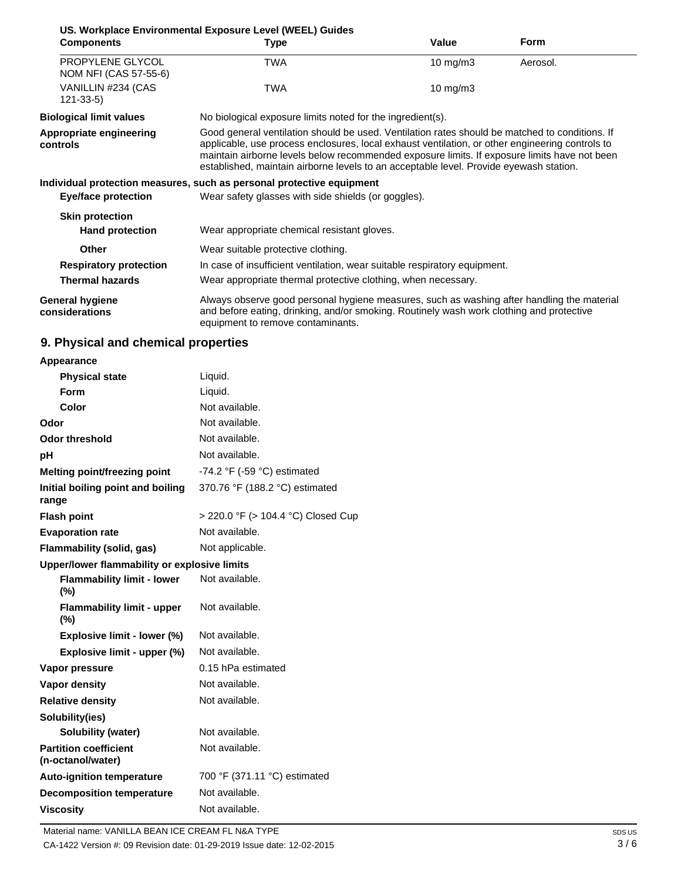**US. Workplace Environmental Exposure Level (WEEL) Guides**

| Components | Type | Value | Form |
|---|---|---|---|
| PROPYLENE GLYCOL NOM NFI (CAS 57-55-6) | TWA | 10 mg/m3 | Aerosol. |
| VANILLIN #234 (CAS 121-33-5) | TWA | 10 mg/m3 | |

**Biological limit values** No biological exposure limits noted for the ingredient(s).

**Appropriate engineering controls** Good general ventilation should be used. Ventilation rates should be matched to conditions. If applicable, use process enclosures, local exhaust ventilation, or other engineering controls to maintain airborne levels below recommended exposure limits. If exposure limits have not been established, maintain airborne levels to an acceptable level. Provide eyewash station.

**Individual protection measures, such as personal protective equipment**

**Eye/face protection** Wear safety glasses with side shields (or goggles).

**Skin protection**

**Hand protection** Wear appropriate chemical resistant gloves.

**Other** Wear suitable protective clothing.

**Respiratory protection** In case of insufficient ventilation, wear suitable respiratory equipment.

**Thermal hazards** Wear appropriate thermal protective clothing, when necessary.

**General hygiene considerations** Always observe good personal hygiene measures, such as washing after handling the material and before eating, drinking, and/or smoking. Routinely wash work clothing and protective equipment to remove contaminants.

## 9. Physical and chemical properties

**Appearance**

| | |
|---|---|
| **Physical state** | Liquid. |
| **Form** | Liquid. |
| **Color** | Not available. |
| **Odor** | Not available. |
| **Odor threshold** | Not available. |
| **pH** | Not available. |
| **Melting point/freezing point** | -74.2 °F (-59 °C) estimated |
| **Initial boiling point and boiling range** | 370.76 °F (188.2 °C) estimated |
| **Flash point** | > 220.0 °F (> 104.4 °C) Closed Cup |
| **Evaporation rate** | Not available. |
| **Flammability (solid, gas)** | Not applicable. |

**Upper/lower flammability or explosive limits**

| | |
|---|---|
| **Flammability limit - lower (%)** | Not available. |
| **Flammability limit - upper (%)** | Not available. |
| **Explosive limit - lower (%)** | Not available. |
| **Explosive limit - upper (%)** | Not available. |
| **Vapor pressure** | 0.15 hPa estimated |
| **Vapor density** | Not available. |
| **Relative density** | Not available. |

**Solubility(ies)**

| | |
|---|---|
| **Solubility (water)** | Not available. |
| **Partition coefficient (n-octanol/water)** | Not available. |
| **Auto-ignition temperature** | 700 °F (371.11 °C) estimated |
| **Decomposition temperature** | Not available. |
| **Viscosity** | Not available. |

Material name: VANILLA BEAN ICE CREAM FL N&A TYPE

CA-1422 Version #: 09 Revision date: 01-29-2019 Issue date: 12-02-2015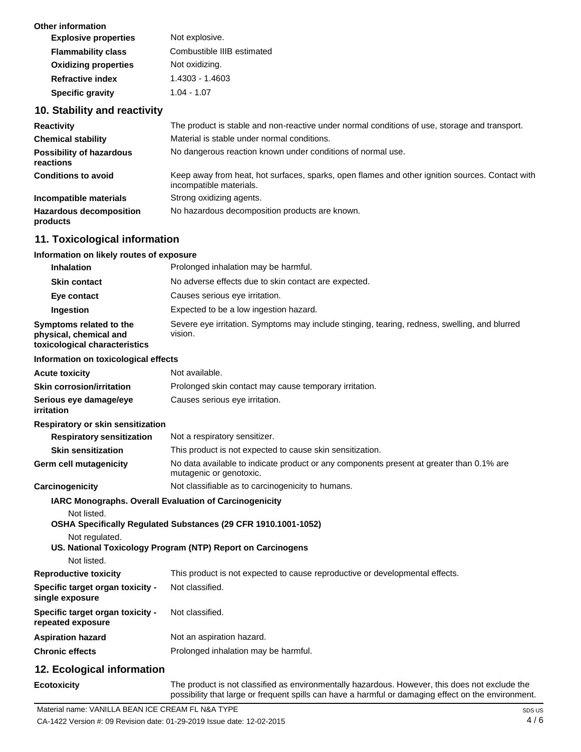**Other information**

| | |
|---|---|
| **Explosive properties** | Not explosive. |
| **Flammability class** | Combustible IIIB estimated |
| **Oxidizing properties** | Not oxidizing. |
| **Refractive index** | 1.4303 - 1.4603 |
| **Specific gravity** | 1.04 - 1.07 |

## 10. Stability and reactivity

| | |
|---|---|
| **Reactivity** | The product is stable and non-reactive under normal conditions of use, storage and transport. |
| **Chemical stability** | Material is stable under normal conditions. |
| **Possibility of hazardous reactions** | No dangerous reaction known under conditions of normal use. |
| **Conditions to avoid** | Keep away from heat, hot surfaces, sparks, open flames and other ignition sources. Contact with incompatible materials. |
| **Incompatible materials** | Strong oxidizing agents. |
| **Hazardous decomposition products** | No hazardous decomposition products are known. |

## 11. Toxicological information

**Information on likely routes of exposure**

| | |
|---|---|
| **Inhalation** | Prolonged inhalation may be harmful. |
| **Skin contact** | No adverse effects due to skin contact are expected. |
| **Eye contact** | Causes serious eye irritation. |
| **Ingestion** | Expected to be a low ingestion hazard. |
| **Symptoms related to the physical, chemical and toxicological characteristics** | Severe eye irritation. Symptoms may include stinging, tearing, redness, swelling, and blurred vision. |

**Information on toxicological effects**

| | |
|---|---|
| **Acute toxicity** | Not available. |
| **Skin corrosion/irritation** | Prolonged skin contact may cause temporary irritation. |
| **Serious eye damage/eye irritation** | Causes serious eye irritation. |

**Respiratory or skin sensitization**

| | |
|---|---|
| **Respiratory sensitization** | Not a respiratory sensitizer. |
| **Skin sensitization** | This product is not expected to cause skin sensitization. |
| **Germ cell mutagenicity** | No data available to indicate product or any components present at greater than 0.1% are mutagenic or genotoxic. |
| **Carcinogenicity** | Not classifiable as to carcinogenicity to humans. |

**IARC Monographs. Overall Evaluation of Carcinogenicity**

Not listed.

**OSHA Specifically Regulated Substances (29 CFR 1910.1001-1052)**

Not regulated.

**US. National Toxicology Program (NTP) Report on Carcinogens**

Not listed.

| | |
|---|---|
| **Reproductive toxicity** | This product is not expected to cause reproductive or developmental effects. |
| **Specific target organ toxicity - single exposure** | Not classified. |
| **Specific target organ toxicity - repeated exposure** | Not classified. |
| **Aspiration hazard** | Not an aspiration hazard. |
| **Chronic effects** | Prolonged inhalation may be harmful. |

## 12. Ecological information

| | |
|---|---|
| **Ecotoxicity** | The product is not classified as environmentally hazardous. However, this does not exclude the possibility that large or frequent spills can have a harmful or damaging effect on the environment. |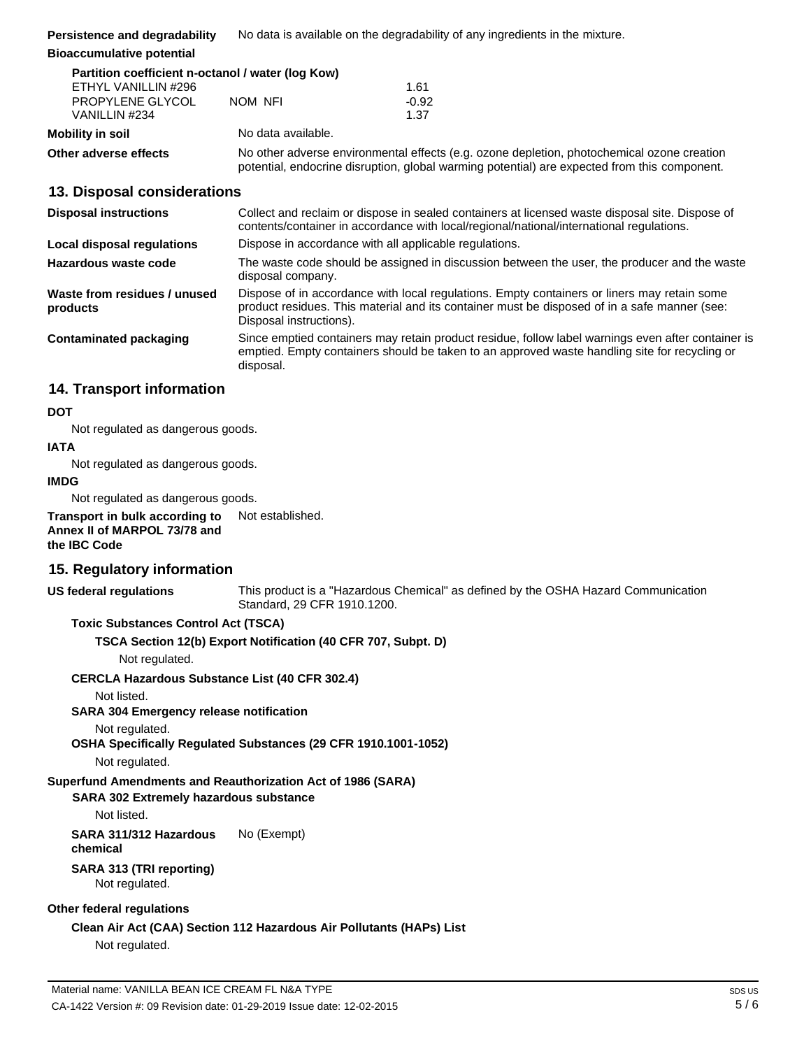**Persistence and degradability** No data is available on the degradability of any ingredients in the mixture.

**Bioaccumulative potential**

**Partition coefficient n-octanol / water (log Kow)**

| | | |
|---|---|---|
| ETHYL VANILLIN #296 | | 1.61 |
| PROPYLENE GLYCOL | NOM NFI | -0.92 |
| VANILLIN #234 | | 1.37 |

**Mobility in soil** No data available.

**Other adverse effects** No other adverse environmental effects (e.g. ozone depletion, photochemical ozone creation potential, endocrine disruption, global warming potential) are expected from this component.

## 13. Disposal considerations

**Disposal instructions** Collect and reclaim or dispose in sealed containers at licensed waste disposal site. Dispose of contents/container in accordance with local/regional/national/international regulations.

**Local disposal regulations** Dispose in accordance with all applicable regulations.

**Hazardous waste code** The waste code should be assigned in discussion between the user, the producer and the waste disposal company.

**Waste from residues / unused products** Dispose of in accordance with local regulations. Empty containers or liners may retain some product residues. This material and its container must be disposed of in a safe manner (see: Disposal instructions).

**Contaminated packaging** Since emptied containers may retain product residue, follow label warnings even after container is emptied. Empty containers should be taken to an approved waste handling site for recycling or disposal.

## 14. Transport information

**DOT**

Not regulated as dangerous goods.

**IATA**

Not regulated as dangerous goods.

**IMDG**

Not regulated as dangerous goods.

**Transport in bulk according to Annex II of MARPOL 73/78 and the IBC Code** Not established.

## 15. Regulatory information

**US federal regulations** This product is a "Hazardous Chemical" as defined by the OSHA Hazard Communication Standard, 29 CFR 1910.1200.

**Toxic Substances Control Act (TSCA)**

**TSCA Section 12(b) Export Notification (40 CFR 707, Subpt. D)**

Not regulated.

**CERCLA Hazardous Substance List (40 CFR 302.4)**

Not listed.

**SARA 304 Emergency release notification**

Not regulated.

**OSHA Specifically Regulated Substances (29 CFR 1910.1001-1052)**

Not regulated.

**Superfund Amendments and Reauthorization Act of 1986 (SARA)**

**SARA 302 Extremely hazardous substance**

Not listed.

**SARA 311/312 Hazardous chemical** No (Exempt)

**SARA 313 (TRI reporting)**

Not regulated.

**Other federal regulations**

**Clean Air Act (CAA) Section 112 Hazardous Air Pollutants (HAPs) List**

Not regulated.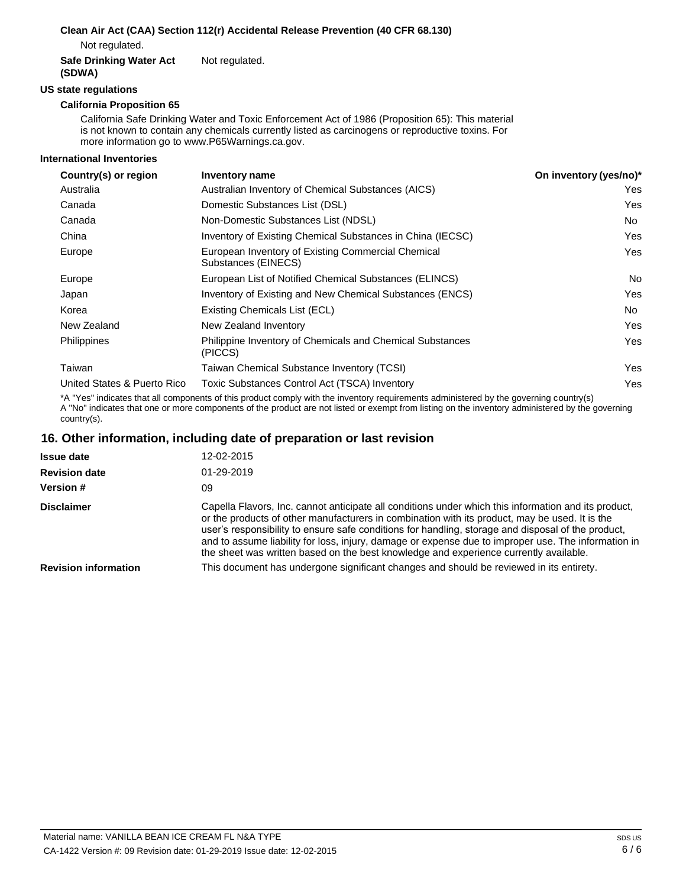**Clean Air Act (CAA) Section 112(r) Accidental Release Prevention (40 CFR 68.130)**

Not regulated.

**Safe Drinking Water Act (SDWA)** Not regulated.

**US state regulations**

**California Proposition 65**

California Safe Drinking Water and Toxic Enforcement Act of 1986 (Proposition 65): This material is not known to contain any chemicals currently listed as carcinogens or reproductive toxins. For more information go to www.P65Warnings.ca.gov.

**International Inventories**

| Country(s) or region | Inventory name | On inventory (yes/no)* |
|---|---|---|
| Australia | Australian Inventory of Chemical Substances (AICS) | Yes |
| Canada | Domestic Substances List (DSL) | Yes |
| Canada | Non-Domestic Substances List (NDSL) | No |
| China | Inventory of Existing Chemical Substances in China (IECSC) | Yes |
| Europe | European Inventory of Existing Commercial Chemical Substances (EINECS) | Yes |
| Europe | European List of Notified Chemical Substances (ELINCS) | No |
| Japan | Inventory of Existing and New Chemical Substances (ENCS) | Yes |
| Korea | Existing Chemicals List (ECL) | No |
| New Zealand | New Zealand Inventory | Yes |
| Philippines | Philippine Inventory of Chemicals and Chemical Substances (PICCS) | Yes |
| Taiwan | Taiwan Chemical Substance Inventory (TCSI) | Yes |
| United States & Puerto Rico | Toxic Substances Control Act (TSCA) Inventory | Yes |

*A "Yes" indicates that all components of this product comply with the inventory requirements administered by the governing country(s)
A "No" indicates that one or more components of the product are not listed or exempt from listing on the inventory administered by the governing country(s).

## 16. Other information, including date of preparation or last revision

**Issue date** 12-02-2015

**Revision date** 01-29-2019

**Version #** 09

**Disclaimer** Capella Flavors, Inc. cannot anticipate all conditions under which this information and its product, or the products of other manufacturers in combination with its product, may be used. It is the user's responsibility to ensure safe conditions for handling, storage and disposal of the product, and to assume liability for loss, injury, damage or expense due to improper use. The information in the sheet was written based on the best knowledge and experience currently available.

**Revision information** This document has undergone significant changes and should be reviewed in its entirety.